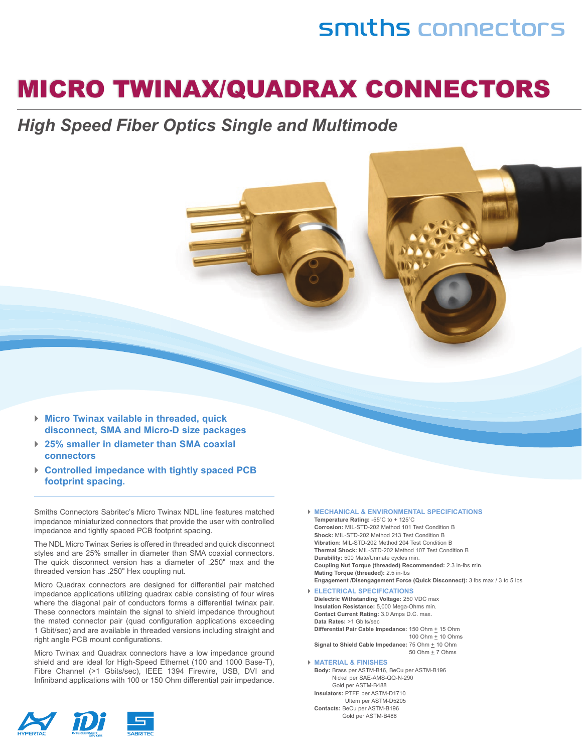smiths connectors

# MICRO TWINAX/QUADRAX CONNECTORS

## *High Speed Fiber Optics Single and Multimode*

- **Micro Twinax vailable in threaded, quick disconnect, SMA and Micro-D size packages**
- **25% smaller in diameter than SMA coaxial connectors**
- **Controlled impedance with tightly spaced PCB footprint spacing.**

Smiths Connectors Sabritec's Micro Twinax NDL line features matched impedance miniaturized connectors that provide the user with controlled impedance and tightly spaced PCB footprint spacing.

The NDL Micro Twinax Series is offered in threaded and quick disconnect styles and are 25% smaller in diameter than SMA coaxial connectors. The quick disconnect version has a diameter of .250" max and the threaded version has .250" Hex coupling nut.

Micro Quadrax connectors are designed for differential pair matched impedance applications utilizing quadrax cable consisting of four wires where the diagonal pair of conductors forms a differential twinax pair. These connectors maintain the signal to shield impedance throughout the mated connector pair (quad configuration applications exceeding 1 Gbit/sec) and are available in threaded versions including straight and right angle PCB mount configurations.

Micro Twinax and Quadrax connectors have a low impedance ground shield and are ideal for High-Speed Ethernet (100 and 1000 Base-T), Fibre Channel (>1 Gbits/sec), IEEE 1394 Firewire, USB, DVI and Infiniband applications with 100 or 150 Ohm differential pair impedance.

### MECHANICAL & ENVIRONMENTAL SPECIFICATIONS

**Temperature Rating:** -55˚C to + 125˚C
**Corrosion:** MIL-STD-202 Method 101 Test Condition B
**Shock:** MIL-STD-202 Method 213 Test Condition B
**Vibration:** MIL-STD-202 Method 204 Test Condition B
**Thermal Shock:** MIL-STD-202 Method 107 Test Condition B
**Durability:** 500 Mate/Unmate cycles min.
**Coupling Nut Torque (threaded) Recommended:** 2.3 in-lbs min.
**Mating Torque (threaded):** 2.5 in-lbs
**Engagement /Disengagement Force (Quick Disconnect):** 3 lbs max / 3 to 5 lbs

### ELECTRICAL SPECIFICATIONS

**Dielectric Withstanding Voltage:** 250 VDC max
**Insulation Resistance:** 5,000 Mega-Ohms min.
**Contact Current Rating:** 3.0 Amps D.C. max.
**Data Rates:** >1 Gbits/sec
**Differential Pair Cable Impedance:** 150 Ohm ± 15 Ohm
100 Ohm ± 10 Ohms
**Signal to Shield Cable Impedance:** 75 Ohm ± 10 Ohm
50 Ohm ± 7 Ohms

### MATERIAL & FINISHES

**Body:** Brass per ASTM-B16, BeCu per ASTM-B196
Nickel per SAE-AMS-QQ-N-290
Gold per ASTM-B488
**Insulators:** PTFE per ASTM-D1710
Ultem per ASTM-D5205
**Contacts:** BeCu per ASTM-B196
Gold per ASTM-B488

HYPERTAC IDI INTERCONNECT DEVICES SABRITEC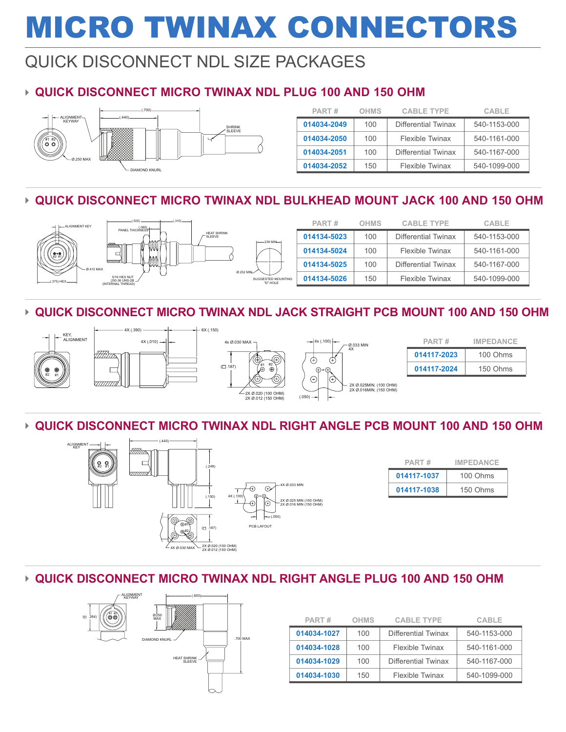# MICRO TWINAX CONNECTORS

## QUICK DISCONNECT NDL SIZE PACKAGES

### QUICK DISCONNECT MICRO TWINAX NDL PLUG 100 AND 150 OHM

| PART # | OHMS | CABLE TYPE | CABLE |
|---|---|---|---|
| 014034-2049 | 100 | Differential Twinax | 540-1153-000 |
| 014034-2050 | 100 | Flexible Twinax | 540-1161-000 |
| 014034-2051 | 100 | Differential Twinax | 540-1167-000 |
| 014034-2052 | 150 | Flexible Twinax | 540-1099-000 |

### QUICK DISCONNECT MICRO TWINAX NDL BULKHEAD MOUNT JACK 100 AND 150 OHM

| PART # | OHMS | CABLE TYPE | CABLE |
|---|---|---|---|
| 014134-5023 | 100 | Differential Twinax | 540-1153-000 |
| 014134-5024 | 100 | Flexible Twinax | 540-1161-000 |
| 014134-5025 | 100 | Differential Twinax | 540-1167-000 |
| 014134-5026 | 150 | Flexible Twinax | 540-1099-000 |

### QUICK DISCONNECT MICRO TWINAX NDL JACK STRAIGHT PCB MOUNT 100 AND 150 OHM

| PART # | IMPEDANCE |
|---|---|
| 014117-2023 | 100 Ohms |
| 014117-2024 | 150 Ohms |

### QUICK DISCONNECT MICRO TWINAX NDL RIGHT ANGLE PCB MOUNT 100 AND 150 OHM

| PART # | IMPEDANCE |
|---|---|
| 014117-1037 | 100 Ohms |
| 014117-1038 | 150 Ohms |

### QUICK DISCONNECT MICRO TWINAX NDL RIGHT ANGLE PLUG 100 AND 150 OHM

| PART # | OHMS | CABLE TYPE | CABLE |
|---|---|---|---|
| 014034-1027 | 100 | Differential Twinax | 540-1153-000 |
| 014034-1028 | 100 | Flexible Twinax | 540-1161-000 |
| 014034-1029 | 100 | Differential Twinax | 540-1167-000 |
| 014034-1030 | 150 | Flexible Twinax | 540-1099-000 |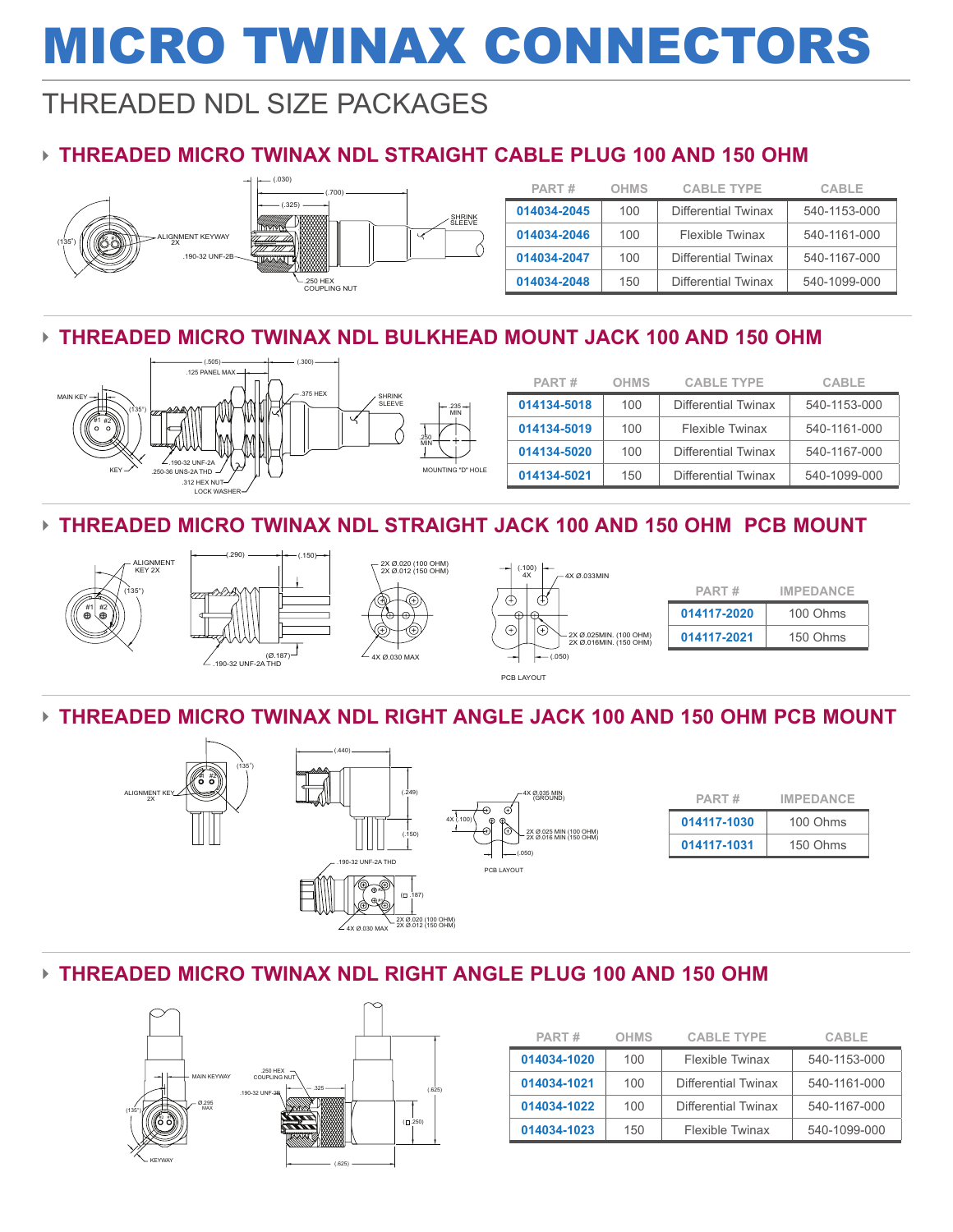# MICRO TWINAX CONNECTORS

## THREADED NDL SIZE PACKAGES

### THREADED MICRO TWINAX NDL STRAIGHT CABLE PLUG 100 AND 150 OHM

| PART # | OHMS | CABLE TYPE | CABLE |
|---|---|---|---|
| 014034-2045 | 100 | Differential Twinax | 540-1153-000 |
| 014034-2046 | 100 | Flexible Twinax | 540-1161-000 |
| 014034-2047 | 100 | Differential Twinax | 540-1167-000 |
| 014034-2048 | 150 | Differential Twinax | 540-1099-000 |

### THREADED MICRO TWINAX NDL BULKHEAD MOUNT JACK 100 AND 150 OHM

| PART # | OHMS | CABLE TYPE | CABLE |
|---|---|---|---|
| 014134-5018 | 100 | Differential Twinax | 540-1153-000 |
| 014134-5019 | 100 | Flexible Twinax | 540-1161-000 |
| 014134-5020 | 100 | Differential Twinax | 540-1167-000 |
| 014134-5021 | 150 | Differential Twinax | 540-1099-000 |

### THREADED MICRO TWINAX NDL STRAIGHT JACK 100 AND 150 OHM PCB MOUNT

| PART # | IMPEDANCE |
|---|---|
| 014117-2020 | 100 Ohms |
| 014117-2021 | 150 Ohms |

### THREADED MICRO TWINAX NDL RIGHT ANGLE JACK 100 AND 150 OHM PCB MOUNT

| PART # | IMPEDANCE |
|---|---|
| 014117-1030 | 100 Ohms |
| 014117-1031 | 150 Ohms |

### THREADED MICRO TWINAX NDL RIGHT ANGLE PLUG 100 AND 150 OHM

| PART # | OHMS | CABLE TYPE | CABLE |
|---|---|---|---|
| 014034-1020 | 100 | Flexible Twinax | 540-1153-000 |
| 014034-1021 | 100 | Differential Twinax | 540-1161-000 |
| 014034-1022 | 100 | Differential Twinax | 540-1167-000 |
| 014034-1023 | 150 | Flexible Twinax | 540-1099-000 |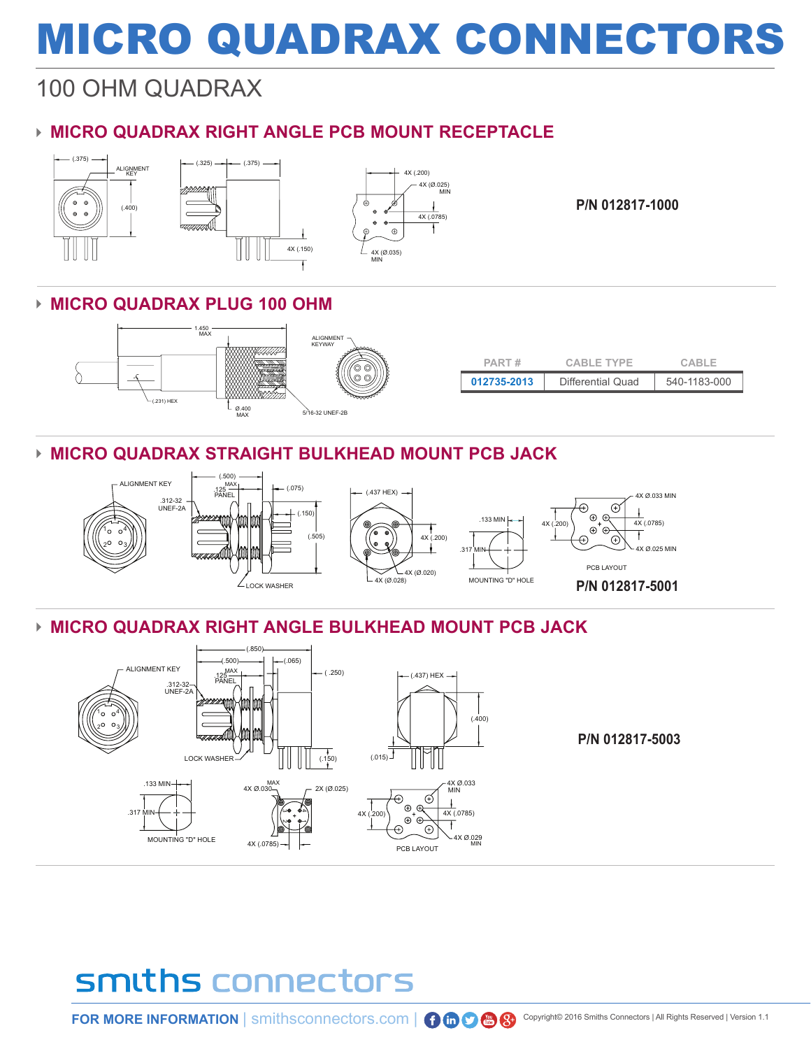# MICRO QUADRAX CONNECTORS

## 100 OHM QUADRAX

### MICRO QUADRAX RIGHT ANGLE PCB MOUNT RECEPTACLE

(.375)
ALIGNMENT KEY
(.400)
(.325)
(.375)
4X (.150)
4X (.200)
4X (Ø.025) MIN
4X (.0785)
4X (Ø.035) MIN

**P/N 012817-1000**

### MICRO QUADRAX PLUG 100 OHM

1.450 MAX
ALIGNMENT KEYWAY
(.231) HEX
Ø.400 MAX
5/16-32 UNEF-2B

| PART # | CABLE TYPE | CABLE |
|---|---|---|
| 012735-2013 | Differential Quad | 540-1183-000 |

### MICRO QUADRAX STRAIGHT BULKHEAD MOUNT PCB JACK

ALIGNMENT KEY
.312-32 UNEF-2A
(.500)
.125 MAX PANEL
(.075)
(.150)
(.505)
LOCK WASHER
(.437 HEX)
4X (.200)
4X (Ø.020)
4X (Ø.028)
.133 MIN
.317 MIN
MOUNTING "D" HOLE
4X Ø.033 MIN
4X (.200)
4X (.0785)
4X Ø.025 MIN
PCB LAYOUT

**P/N 012817-5001**

### MICRO QUADRAX RIGHT ANGLE BULKHEAD MOUNT PCB JACK

ALIGNMENT KEY
.312-32 UNEF-2A
(.850)
(.500)
(.065)
.125 MAX PANEL
(.250)
LOCK WASHER
(.150)
(.437) HEX
(.400)
(.015)
.133 MIN
.317 MIN
MOUNTING "D" HOLE
4X Ø.030 MAX
2X (Ø.025)
4X (.0785)
4X Ø.033 MIN
4X (.200)
4X (.0785)
4X Ø.029 MIN
PCB LAYOUT

**P/N 012817-5003**

smiths connectors

**FOR MORE INFORMATION** | smithsconnectors.com |

Copyright© 2016 Smiths Connectors | All Rights Reserved | Version 1.1